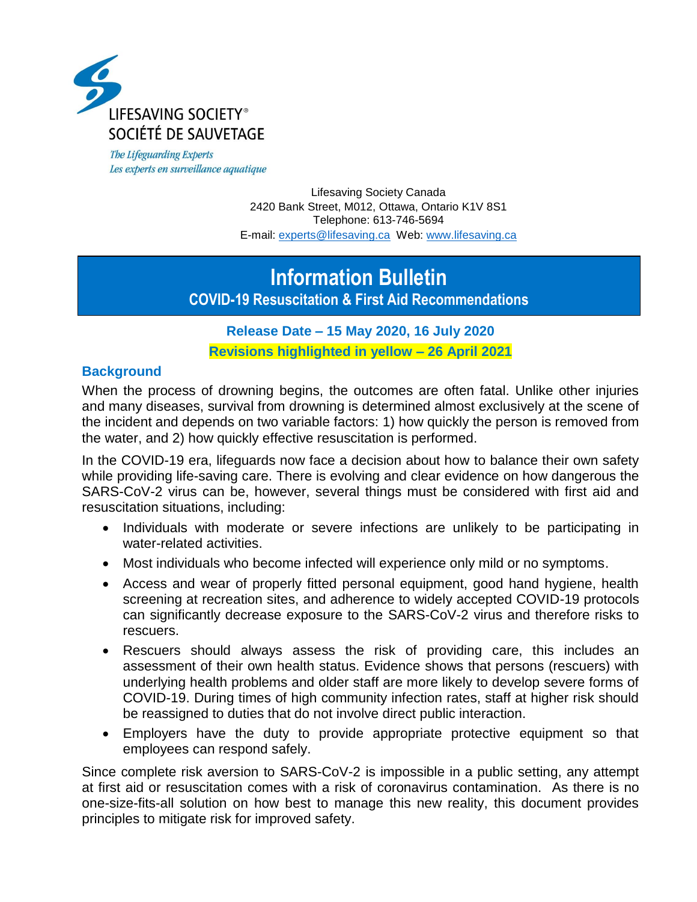LIFESAVING SOCIETY®
SOCIÉTÉ DE SAUVETAGE

*The Lifeguarding Experts*
*Les experts en surveillance aquatique*

Lifesaving Society Canada
2420 Bank Street, M012, Ottawa, Ontario K1V 8S1
Telephone: 613-746-5694
E-mail: experts@lifesaving.ca Web: www.lifesaving.ca

# Information Bulletin
## COVID-19 Resuscitation & First Aid Recommendations

**Release Date – 15 May 2020, 16 July 2020**

**Revisions highlighted in yellow – 26 April 2021**

### Background

When the process of drowning begins, the outcomes are often fatal. Unlike other injuries and many diseases, survival from drowning is determined almost exclusively at the scene of the incident and depends on two variable factors: 1) how quickly the person is removed from the water, and 2) how quickly effective resuscitation is performed.

In the COVID-19 era, lifeguards now face a decision about how to balance their own safety while providing life-saving care. There is evolving and clear evidence on how dangerous the SARS-CoV-2 virus can be, however, several things must be considered with first aid and resuscitation situations, including:

- Individuals with moderate or severe infections are unlikely to be participating in water-related activities.
- Most individuals who become infected will experience only mild or no symptoms.
- Access and wear of properly fitted personal equipment, good hand hygiene, health screening at recreation sites, and adherence to widely accepted COVID-19 protocols can significantly decrease exposure to the SARS-CoV-2 virus and therefore risks to rescuers.
- Rescuers should always assess the risk of providing care, this includes an assessment of their own health status. Evidence shows that persons (rescuers) with underlying health problems and older staff are more likely to develop severe forms of COVID-19. During times of high community infection rates, staff at higher risk should be reassigned to duties that do not involve direct public interaction.
- Employers have the duty to provide appropriate protective equipment so that employees can respond safely.

Since complete risk aversion to SARS-CoV-2 is impossible in a public setting, any attempt at first aid or resuscitation comes with a risk of coronavirus contamination. As there is no one-size-fits-all solution on how best to manage this new reality, this document provides principles to mitigate risk for improved safety.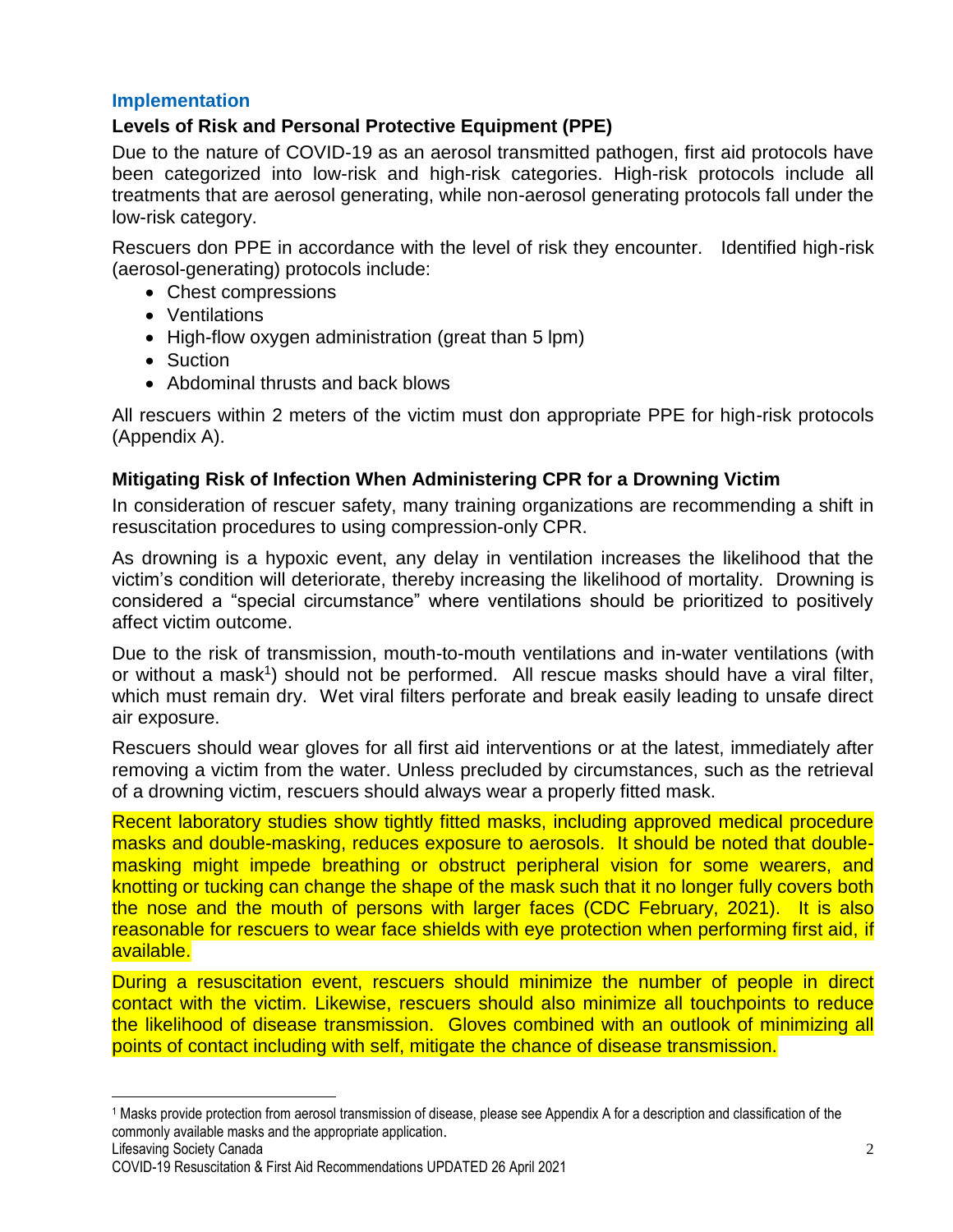## Implementation

### Levels of Risk and Personal Protective Equipment (PPE)

Due to the nature of COVID-19 as an aerosol transmitted pathogen, first aid protocols have been categorized into low-risk and high-risk categories. High-risk protocols include all treatments that are aerosol generating, while non-aerosol generating protocols fall under the low-risk category.

Rescuers don PPE in accordance with the level of risk they encounter. Identified high-risk (aerosol-generating) protocols include:

- Chest compressions
- Ventilations
- High-flow oxygen administration (great than 5 lpm)
- Suction
- Abdominal thrusts and back blows

All rescuers within 2 meters of the victim must don appropriate PPE for high-risk protocols (Appendix A).

### Mitigating Risk of Infection When Administering CPR for a Drowning Victim

In consideration of rescuer safety, many training organizations are recommending a shift in resuscitation procedures to using compression-only CPR.

As drowning is a hypoxic event, any delay in ventilation increases the likelihood that the victim's condition will deteriorate, thereby increasing the likelihood of mortality. Drowning is considered a "special circumstance" where ventilations should be prioritized to positively affect victim outcome.

Due to the risk of transmission, mouth-to-mouth ventilations and in-water ventilations (with or without a mask[1]) should not be performed. All rescue masks should have a viral filter, which must remain dry. Wet viral filters perforate and break easily leading to unsafe direct air exposure.

Rescuers should wear gloves for all first aid interventions or at the latest, immediately after removing a victim from the water. Unless precluded by circumstances, such as the retrieval of a drowning victim, rescuers should always wear a properly fitted mask.

Recent laboratory studies show tightly fitted masks, including approved medical procedure masks and double-masking, reduces exposure to aerosols. It should be noted that double-masking might impede breathing or obstruct peripheral vision for some wearers, and knotting or tucking can change the shape of the mask such that it no longer fully covers both the nose and the mouth of persons with larger faces (CDC February, 2021). It is also reasonable for rescuers to wear face shields with eye protection when performing first aid, if available.

During a resuscitation event, rescuers should minimize the number of people in direct contact with the victim. Likewise, rescuers should also minimize all touchpoints to reduce the likelihood of disease transmission. Gloves combined with an outlook of minimizing all points of contact including with self, mitigate the chance of disease transmission.

[1] Masks provide protection from aerosol transmission of disease, please see Appendix A for a description and classification of the commonly available masks and the appropriate application.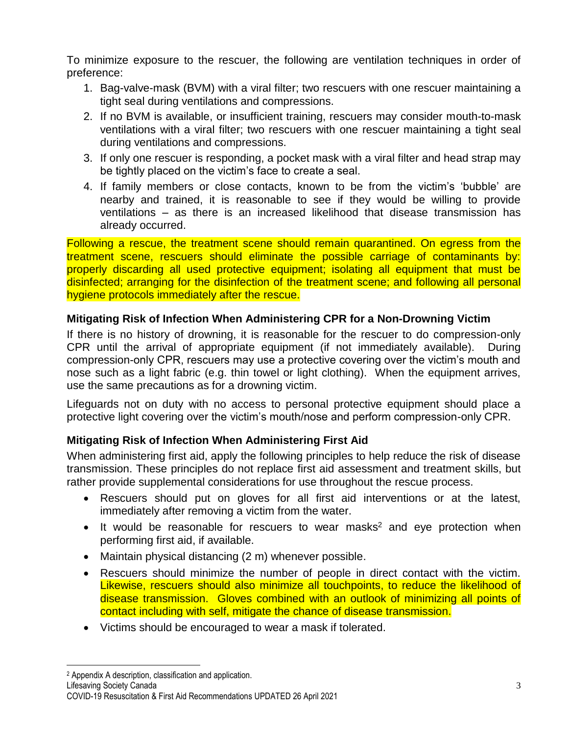To minimize exposure to the rescuer, the following are ventilation techniques in order of preference:

1. Bag-valve-mask (BVM) with a viral filter; two rescuers with one rescuer maintaining a tight seal during ventilations and compressions.
2. If no BVM is available, or insufficient training, rescuers may consider mouth-to-mask ventilations with a viral filter; two rescuers with one rescuer maintaining a tight seal during ventilations and compressions.
3. If only one rescuer is responding, a pocket mask with a viral filter and head strap may be tightly placed on the victim's face to create a seal.
4. If family members or close contacts, known to be from the victim's 'bubble' are nearby and trained, it is reasonable to see if they would be willing to provide ventilations – as there is an increased likelihood that disease transmission has already occurred.

Following a rescue, the treatment scene should remain quarantined. On egress from the treatment scene, rescuers should eliminate the possible carriage of contaminants by: properly discarding all used protective equipment; isolating all equipment that must be disinfected; arranging for the disinfection of the treatment scene; and following all personal hygiene protocols immediately after the rescue.

### Mitigating Risk of Infection When Administering CPR for a Non-Drowning Victim

If there is no history of drowning, it is reasonable for the rescuer to do compression-only CPR until the arrival of appropriate equipment (if not immediately available). During compression-only CPR, rescuers may use a protective covering over the victim's mouth and nose such as a light fabric (e.g. thin towel or light clothing). When the equipment arrives, use the same precautions as for a drowning victim.

Lifeguards not on duty with no access to personal protective equipment should place a protective light covering over the victim's mouth/nose and perform compression-only CPR.

### Mitigating Risk of Infection When Administering First Aid

When administering first aid, apply the following principles to help reduce the risk of disease transmission. These principles do not replace first aid assessment and treatment skills, but rather provide supplemental considerations for use throughout the rescue process.

- Rescuers should put on gloves for all first aid interventions or at the latest, immediately after removing a victim from the water.
- It would be reasonable for rescuers to wear masks[2] and eye protection when performing first aid, if available.
- Maintain physical distancing (2 m) whenever possible.
- Rescuers should minimize the number of people in direct contact with the victim. Likewise, rescuers should also minimize all touchpoints, to reduce the likelihood of disease transmission. Gloves combined with an outlook of minimizing all points of contact including with self, mitigate the chance of disease transmission.
- Victims should be encouraged to wear a mask if tolerated.

[2] Appendix A description, classification and application.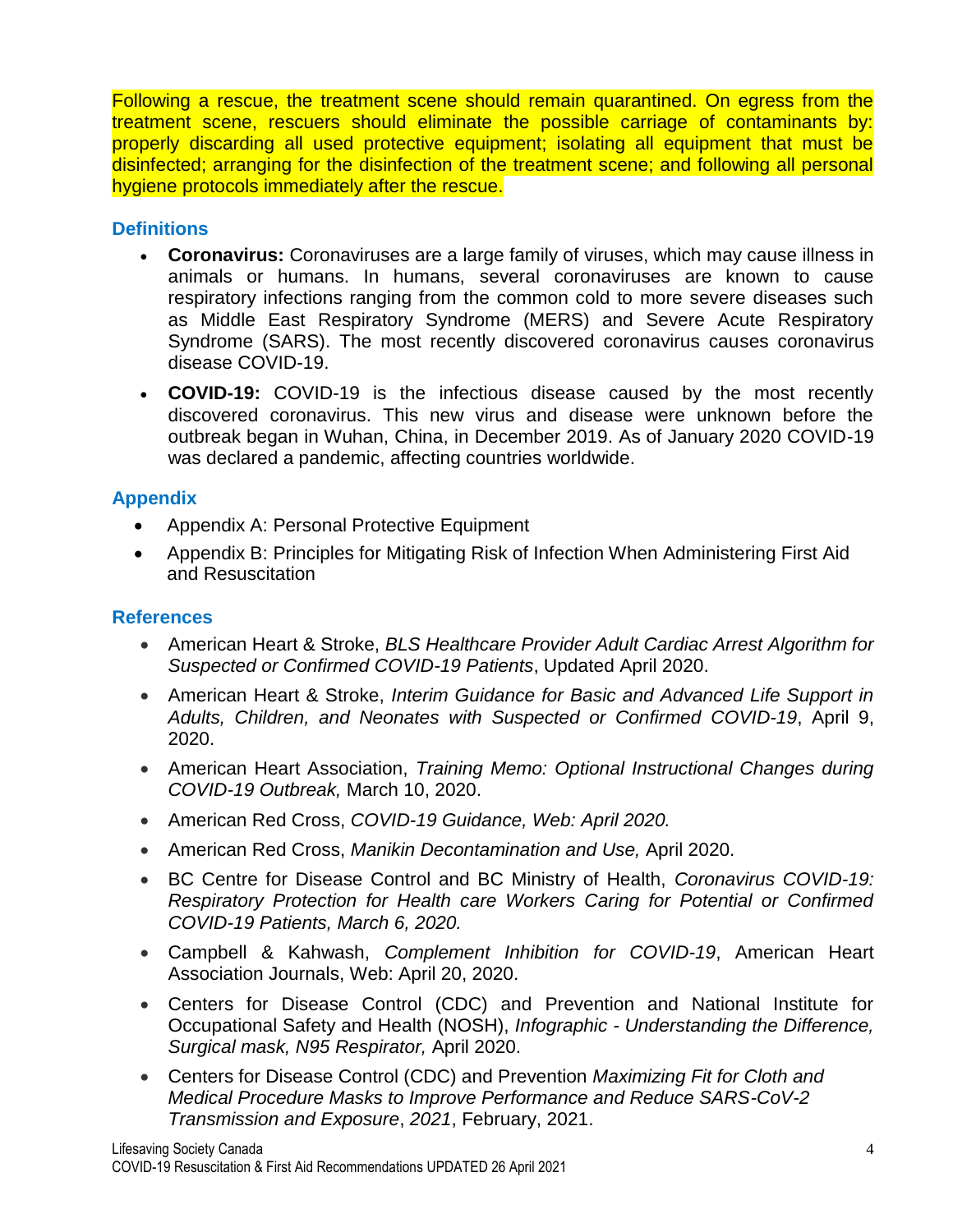Following a rescue, the treatment scene should remain quarantined. On egress from the treatment scene, rescuers should eliminate the possible carriage of contaminants by: properly discarding all used protective equipment; isolating all equipment that must be disinfected; arranging for the disinfection of the treatment scene; and following all personal hygiene protocols immediately after the rescue.

## Definitions

- **Coronavirus:** Coronaviruses are a large family of viruses, which may cause illness in animals or humans. In humans, several coronaviruses are known to cause respiratory infections ranging from the common cold to more severe diseases such as Middle East Respiratory Syndrome (MERS) and Severe Acute Respiratory Syndrome (SARS). The most recently discovered coronavirus causes coronavirus disease COVID-19.
- **COVID-19:** COVID-19 is the infectious disease caused by the most recently discovered coronavirus. This new virus and disease were unknown before the outbreak began in Wuhan, China, in December 2019. As of January 2020 COVID-19 was declared a pandemic, affecting countries worldwide.

## Appendix

- Appendix A: Personal Protective Equipment
- Appendix B: Principles for Mitigating Risk of Infection When Administering First Aid and Resuscitation

## References

- American Heart & Stroke, *BLS Healthcare Provider Adult Cardiac Arrest Algorithm for Suspected or Confirmed COVID-19 Patients*, Updated April 2020.
- American Heart & Stroke, *Interim Guidance for Basic and Advanced Life Support in Adults, Children, and Neonates with Suspected or Confirmed COVID-19*, April 9, 2020.
- American Heart Association, *Training Memo: Optional Instructional Changes during COVID-19 Outbreak,* March 10, 2020.
- American Red Cross, *COVID-19 Guidance, Web: April 2020.*
- American Red Cross, *Manikin Decontamination and Use,* April 2020.
- BC Centre for Disease Control and BC Ministry of Health, *Coronavirus COVID-19: Respiratory Protection for Health care Workers Caring for Potential or Confirmed COVID-19 Patients, March 6, 2020.*
- Campbell & Kahwash, *Complement Inhibition for COVID-19*, American Heart Association Journals, Web: April 20, 2020.
- Centers for Disease Control (CDC) and Prevention and National Institute for Occupational Safety and Health (NOSH), *Infographic - Understanding the Difference, Surgical mask, N95 Respirator,* April 2020.
- Centers for Disease Control (CDC) and Prevention *Maximizing Fit for Cloth and Medical Procedure Masks to Improve Performance and Reduce SARS-CoV-2 Transmission and Exposure*, *2021*, February, 2021.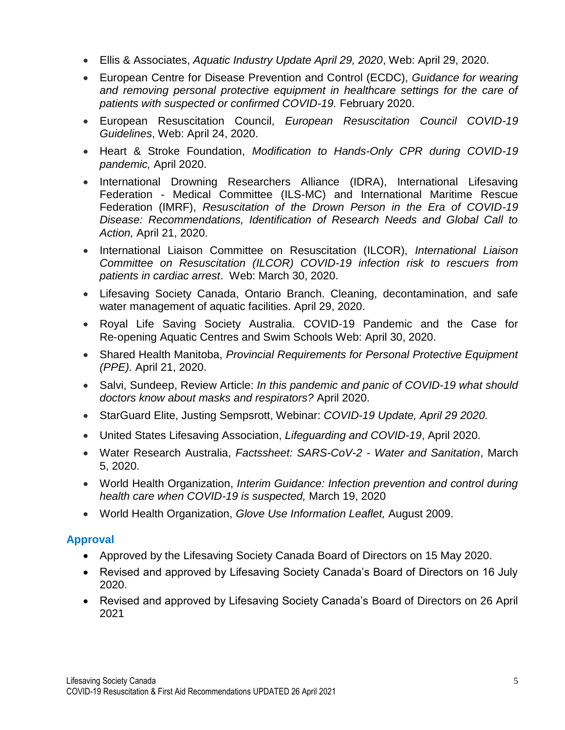- Ellis & Associates, *Aquatic Industry Update April 29, 2020*, Web: April 29, 2020.
- European Centre for Disease Prevention and Control (ECDC), *Guidance for wearing and removing personal protective equipment in healthcare settings for the care of patients with suspected or confirmed COVID-19.* February 2020.
- European Resuscitation Council, *European Resuscitation Council COVID-19 Guidelines*, Web: April 24, 2020.
- Heart & Stroke Foundation, *Modification to Hands-Only CPR during COVID-19 pandemic,* April 2020.
- International Drowning Researchers Alliance (IDRA), International Lifesaving Federation - Medical Committee (ILS-MC) and International Maritime Rescue Federation (IMRF), *Resuscitation of the Drown Person in the Era of COVID-19 Disease: Recommendations, Identification of Research Needs and Global Call to Action,* April 21, 2020.
- International Liaison Committee on Resuscitation (ILCOR), *International Liaison Committee on Resuscitation (ILCOR) COVID-19 infection risk to rescuers from patients in cardiac arrest*. Web: March 30, 2020.
- Lifesaving Society Canada, Ontario Branch. Cleaning, decontamination, and safe water management of aquatic facilities. April 29, 2020.
- Royal Life Saving Society Australia. COVID-19 Pandemic and the Case for Re-opening Aquatic Centres and Swim Schools Web: April 30, 2020.
- Shared Health Manitoba, *Provincial Requirements for Personal Protective Equipment (PPE).* April 21, 2020.
- Salvi, Sundeep, Review Article: *In this pandemic and panic of COVID-19 what should doctors know about masks and respirators?* April 2020.
- StarGuard Elite, Justing Sempsrott, Webinar: *COVID-19 Update, April 29 2020.*
- United States Lifesaving Association, *Lifeguarding and COVID-19*, April 2020.
- Water Research Australia, *Factssheet: SARS-CoV-2 - Water and Sanitation*, March 5, 2020.
- World Health Organization, *Interim Guidance: Infection prevention and control during health care when COVID-19 is suspected,* March 19, 2020
- World Health Organization, *Glove Use Information Leaflet,* August 2009.

## Approval

- Approved by the Lifesaving Society Canada Board of Directors on 15 May 2020.
- Revised and approved by Lifesaving Society Canada's Board of Directors on 16 July 2020.
- Revised and approved by Lifesaving Society Canada's Board of Directors on 26 April 2021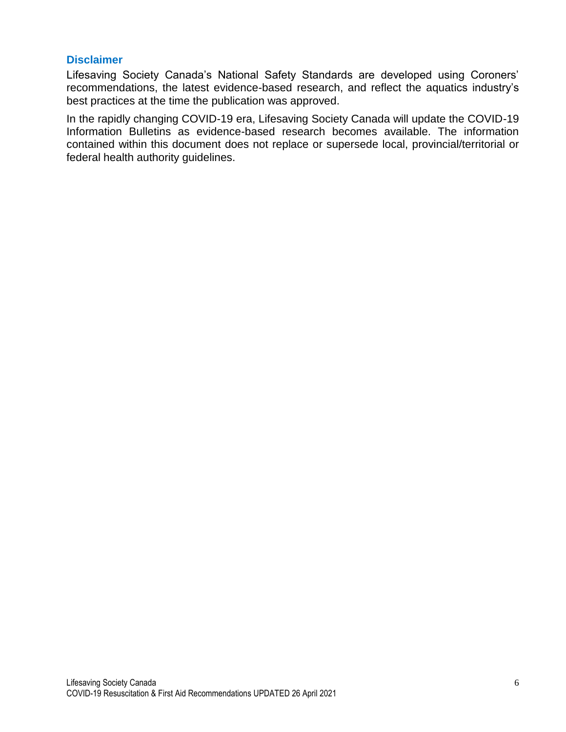### Disclaimer

Lifesaving Society Canada's National Safety Standards are developed using Coroners' recommendations, the latest evidence-based research, and reflect the aquatics industry's best practices at the time the publication was approved.

In the rapidly changing COVID-19 era, Lifesaving Society Canada will update the COVID-19 Information Bulletins as evidence-based research becomes available. The information contained within this document does not replace or supersede local, provincial/territorial or federal health authority guidelines.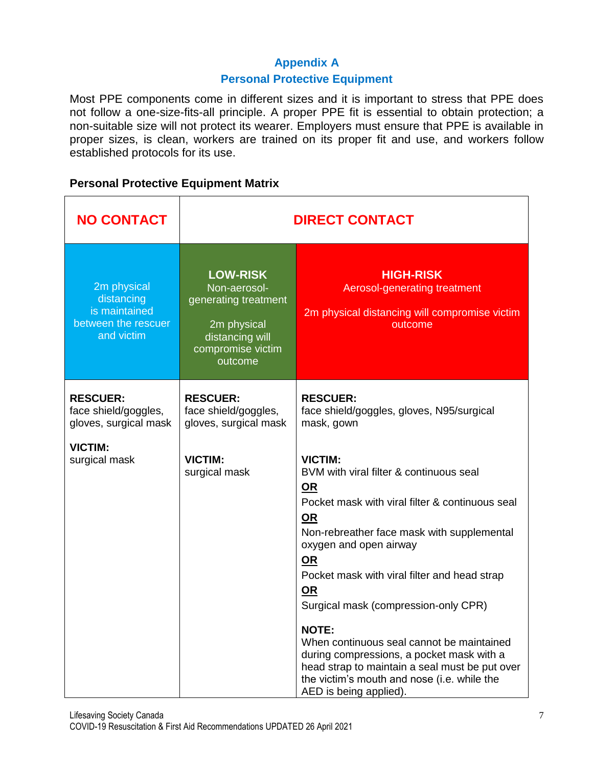## Appendix A
## Personal Protective Equipment

Most PPE components come in different sizes and it is important to stress that PPE does not follow a one-size-fits-all principle. A proper PPE fit is essential to obtain protection; a non-suitable size will not protect its wearer. Employers must ensure that PPE is available in proper sizes, is clean, workers are trained on its proper fit and use, and workers follow established protocols for its use.

**Personal Protective Equipment Matrix**

| NO CONTACT | DIRECT CONTACT | |
|---|---|---|
| 2m physical distancing is maintained between the rescuer and victim | **LOW-RISK** Non-aerosol-generating treatment<br><br>2m physical distancing will compromise victim outcome | **HIGH-RISK** Aerosol-generating treatment<br><br>2m physical distancing will compromise victim outcome |
| **RESCUER:** face shield/goggles, gloves, surgical mask<br><br>**VICTIM:** surgical mask | **RESCUER:** face shield/goggles, gloves, surgical mask<br><br>**VICTIM:** surgical mask | **RESCUER:** face shield/goggles, gloves, N95/surgical mask, gown<br><br>**VICTIM:** BVM with viral filter & continuous seal<br>**OR**<br>Pocket mask with viral filter & continuous seal<br>**OR**<br>Non-rebreather face mask with supplemental oxygen and open airway<br>**OR**<br>Pocket mask with viral filter and head strap<br>**OR**<br>Surgical mask (compression-only CPR)<br><br>**NOTE:** When continuous seal cannot be maintained during compressions, a pocket mask with a head strap to maintain a seal must be put over the victim's mouth and nose (i.e. while the AED is being applied). |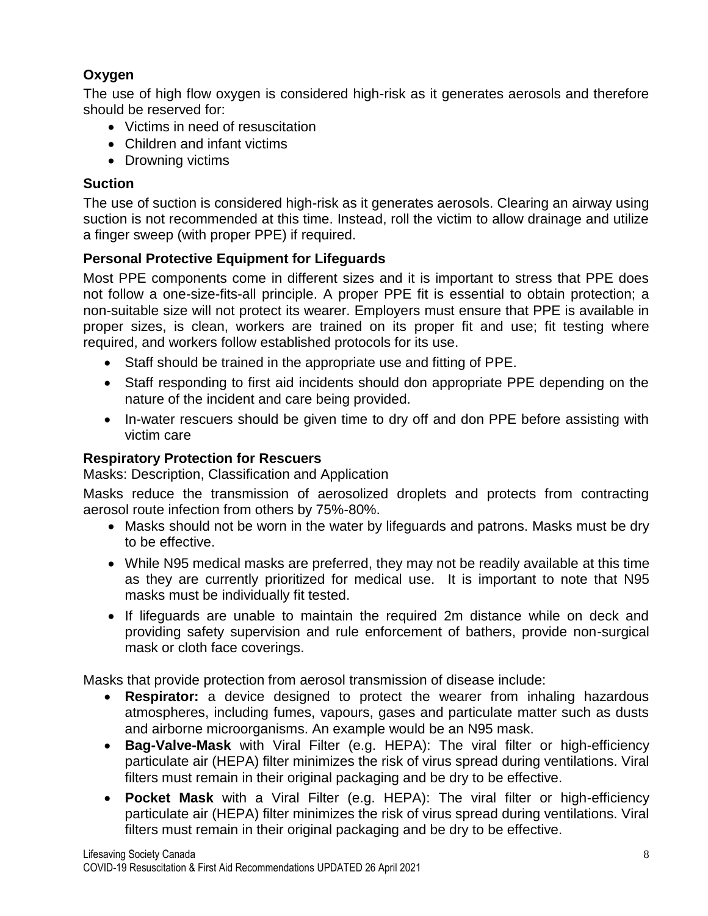### Oxygen

The use of high flow oxygen is considered high-risk as it generates aerosols and therefore should be reserved for:

- Victims in need of resuscitation
- Children and infant victims
- Drowning victims

### Suction

The use of suction is considered high-risk as it generates aerosols. Clearing an airway using suction is not recommended at this time. Instead, roll the victim to allow drainage and utilize a finger sweep (with proper PPE) if required.

### Personal Protective Equipment for Lifeguards

Most PPE components come in different sizes and it is important to stress that PPE does not follow a one-size-fits-all principle. A proper PPE fit is essential to obtain protection; a non-suitable size will not protect its wearer. Employers must ensure that PPE is available in proper sizes, is clean, workers are trained on its proper fit and use; fit testing where required, and workers follow established protocols for its use.

- Staff should be trained in the appropriate use and fitting of PPE.
- Staff responding to first aid incidents should don appropriate PPE depending on the nature of the incident and care being provided.
- In-water rescuers should be given time to dry off and don PPE before assisting with victim care

### Respiratory Protection for Rescuers

Masks: Description, Classification and Application

Masks reduce the transmission of aerosolized droplets and protects from contracting aerosol route infection from others by 75%-80%.

- Masks should not be worn in the water by lifeguards and patrons. Masks must be dry to be effective.
- While N95 medical masks are preferred, they may not be readily available at this time as they are currently prioritized for medical use. It is important to note that N95 masks must be individually fit tested.
- If lifeguards are unable to maintain the required 2m distance while on deck and providing safety supervision and rule enforcement of bathers, provide non-surgical mask or cloth face coverings.

Masks that provide protection from aerosol transmission of disease include:

- **Respirator:** a device designed to protect the wearer from inhaling hazardous atmospheres, including fumes, vapours, gases and particulate matter such as dusts and airborne microorganisms. An example would be an N95 mask.
- **Bag-Valve-Mask** with Viral Filter (e.g. HEPA): The viral filter or high-efficiency particulate air (HEPA) filter minimizes the risk of virus spread during ventilations. Viral filters must remain in their original packaging and be dry to be effective.
- **Pocket Mask** with a Viral Filter (e.g. HEPA): The viral filter or high-efficiency particulate air (HEPA) filter minimizes the risk of virus spread during ventilations. Viral filters must remain in their original packaging and be dry to be effective.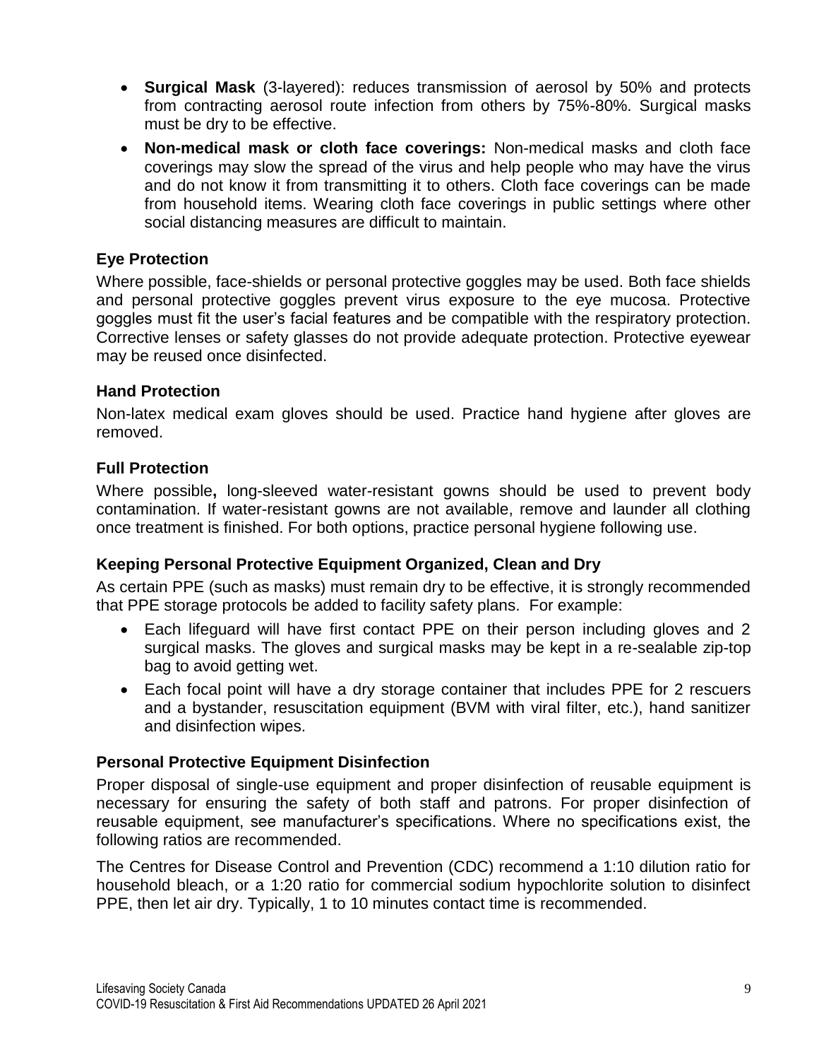- **Surgical Mask** (3-layered): reduces transmission of aerosol by 50% and protects from contracting aerosol route infection from others by 75%-80%. Surgical masks must be dry to be effective.
- **Non-medical mask or cloth face coverings:** Non-medical masks and cloth face coverings may slow the spread of the virus and help people who may have the virus and do not know it from transmitting it to others. Cloth face coverings can be made from household items. Wearing cloth face coverings in public settings where other social distancing measures are difficult to maintain.

### Eye Protection

Where possible, face-shields or personal protective goggles may be used. Both face shields and personal protective goggles prevent virus exposure to the eye mucosa. Protective goggles must fit the user's facial features and be compatible with the respiratory protection. Corrective lenses or safety glasses do not provide adequate protection. Protective eyewear may be reused once disinfected.

### Hand Protection

Non-latex medical exam gloves should be used. Practice hand hygiene after gloves are removed.

### Full Protection

Where possible**,** long-sleeved water-resistant gowns should be used to prevent body contamination. If water-resistant gowns are not available, remove and launder all clothing once treatment is finished. For both options, practice personal hygiene following use.

### Keeping Personal Protective Equipment Organized, Clean and Dry

As certain PPE (such as masks) must remain dry to be effective, it is strongly recommended that PPE storage protocols be added to facility safety plans. For example:

- Each lifeguard will have first contact PPE on their person including gloves and 2 surgical masks. The gloves and surgical masks may be kept in a re-sealable zip-top bag to avoid getting wet.
- Each focal point will have a dry storage container that includes PPE for 2 rescuers and a bystander, resuscitation equipment (BVM with viral filter, etc.), hand sanitizer and disinfection wipes.

### Personal Protective Equipment Disinfection

Proper disposal of single-use equipment and proper disinfection of reusable equipment is necessary for ensuring the safety of both staff and patrons. For proper disinfection of reusable equipment, see manufacturer's specifications. Where no specifications exist, the following ratios are recommended.

The Centres for Disease Control and Prevention (CDC) recommend a 1:10 dilution ratio for household bleach, or a 1:20 ratio for commercial sodium hypochlorite solution to disinfect PPE, then let air dry. Typically, 1 to 10 minutes contact time is recommended.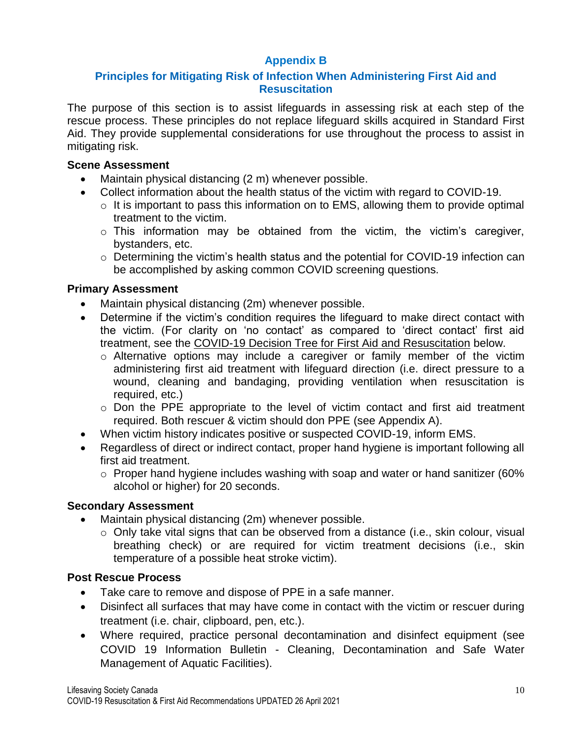## Appendix B

### Principles for Mitigating Risk of Infection When Administering First Aid and Resuscitation

The purpose of this section is to assist lifeguards in assessing risk at each step of the rescue process. These principles do not replace lifeguard skills acquired in Standard First Aid. They provide supplemental considerations for use throughout the process to assist in mitigating risk.

**Scene Assessment**

- Maintain physical distancing (2 m) whenever possible.
- Collect information about the health status of the victim with regard to COVID-19.
  - It is important to pass this information on to EMS, allowing them to provide optimal treatment to the victim.
  - This information may be obtained from the victim, the victim's caregiver, bystanders, etc.
  - Determining the victim's health status and the potential for COVID-19 infection can be accomplished by asking common COVID screening questions.

**Primary Assessment**

- Maintain physical distancing (2m) whenever possible.
- Determine if the victim's condition requires the lifeguard to make direct contact with the victim. (For clarity on 'no contact' as compared to 'direct contact' first aid treatment, see the COVID-19 Decision Tree for First Aid and Resuscitation below.
  - Alternative options may include a caregiver or family member of the victim administering first aid treatment with lifeguard direction (i.e. direct pressure to a wound, cleaning and bandaging, providing ventilation when resuscitation is required, etc.)
  - Don the PPE appropriate to the level of victim contact and first aid treatment required. Both rescuer & victim should don PPE (see Appendix A).
- When victim history indicates positive or suspected COVID-19, inform EMS.
- Regardless of direct or indirect contact, proper hand hygiene is important following all first aid treatment.
  - Proper hand hygiene includes washing with soap and water or hand sanitizer (60% alcohol or higher) for 20 seconds.

**Secondary Assessment**

- Maintain physical distancing (2m) whenever possible.
  - Only take vital signs that can be observed from a distance (i.e., skin colour, visual breathing check) or are required for victim treatment decisions (i.e., skin temperature of a possible heat stroke victim).

**Post Rescue Process**

- Take care to remove and dispose of PPE in a safe manner.
- Disinfect all surfaces that may have come in contact with the victim or rescuer during treatment (i.e. chair, clipboard, pen, etc.).
- Where required, practice personal decontamination and disinfect equipment (see COVID 19 Information Bulletin - Cleaning, Decontamination and Safe Water Management of Aquatic Facilities).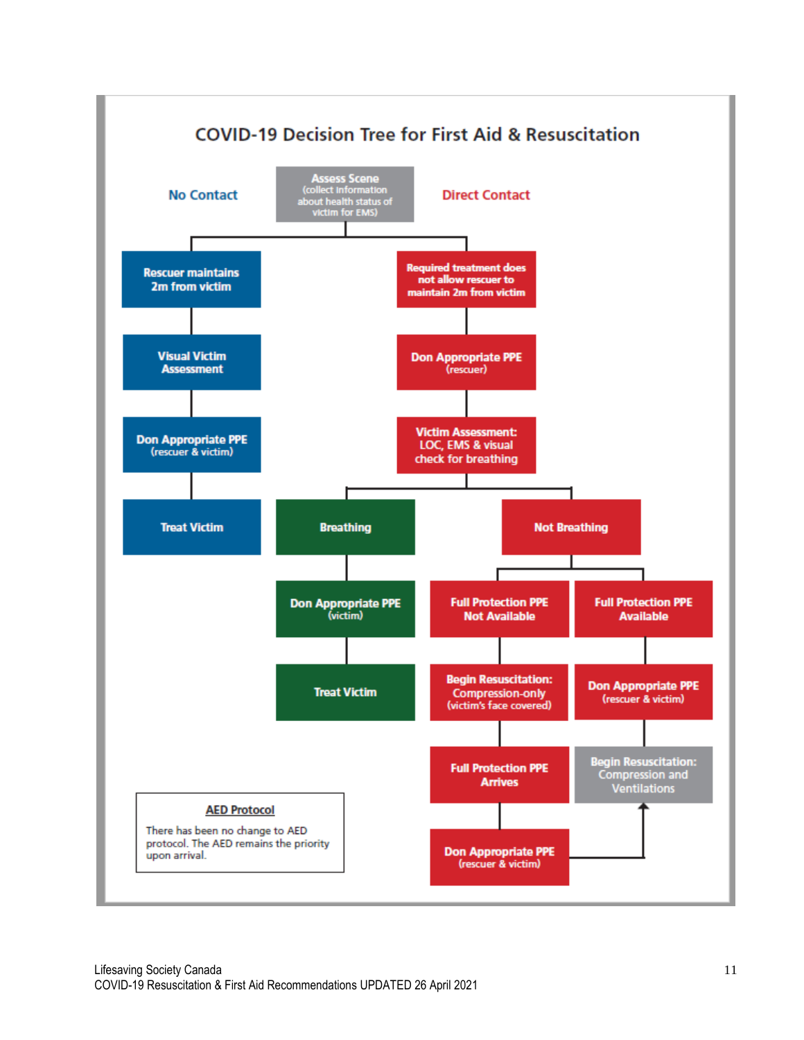## COVID-19 Decision Tree for First Aid & Resuscitation

Assess Scene
(collect information about health status of victim for EMS)

No Contact

Rescuer maintains 2m from victim

Visual Victim Assessment

Don Appropriate PPE
(rescuer & victim)

Treat Victim

Direct Contact

Required treatment does not allow rescuer to maintain 2m from victim

Don Appropriate PPE
(rescuer)

Victim Assessment: LOC, EMS & visual check for breathing

Breathing

Don Appropriate PPE
(victim)

Treat Victim

Not Breathing

Full Protection PPE Not Available

Begin Resuscitation: Compression-only
(victim's face covered)

Full Protection PPE Arrives

Don Appropriate PPE
(rescuer & victim)

Full Protection PPE Available

Don Appropriate PPE
(rescuer & victim)

Begin Resuscitation: Compression and Ventilations

**AED Protocol**

There has been no change to AED protocol. The AED remains the priority upon arrival.